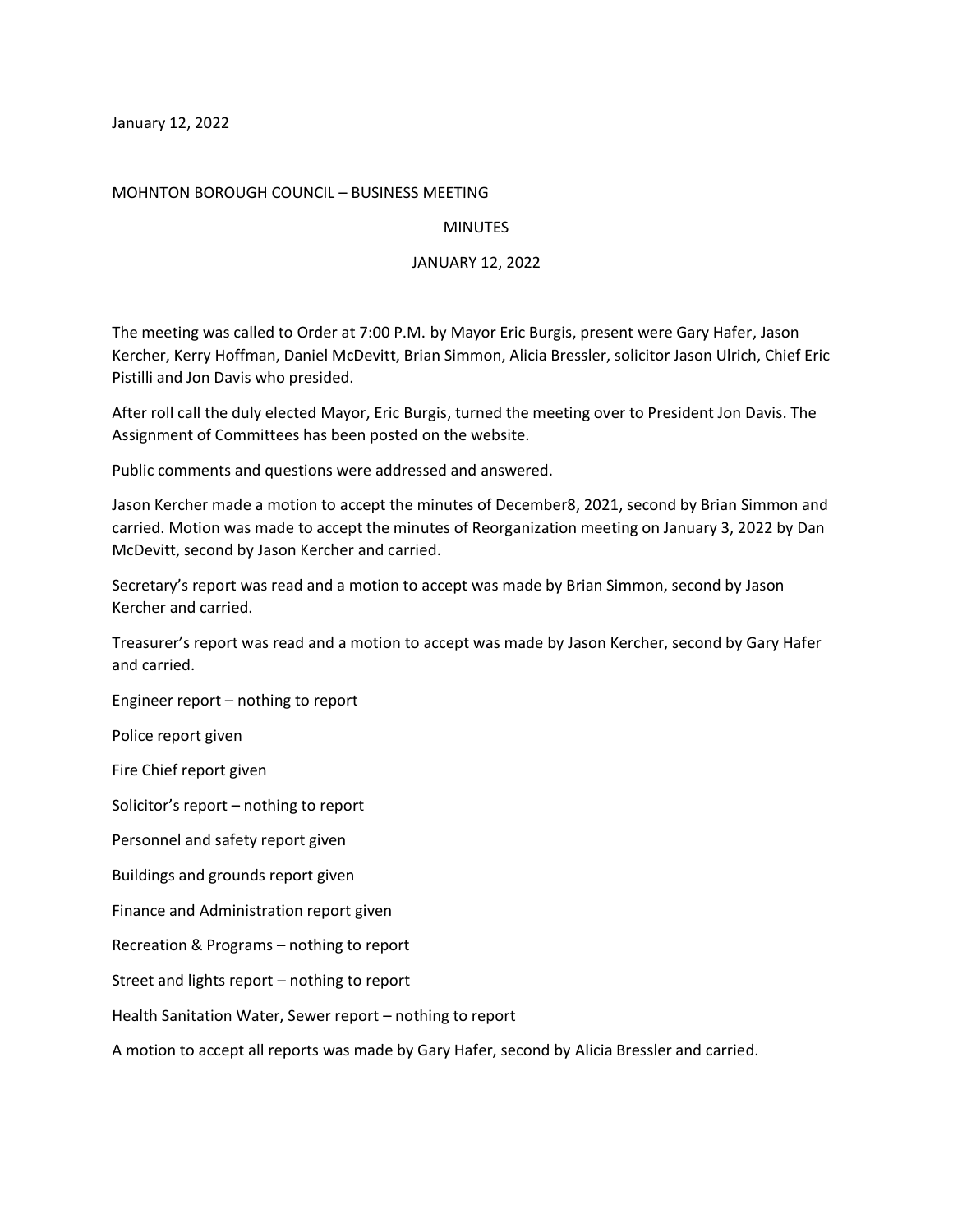January 12, 2022

MOHNTON BOROUGH COUNCIL – BUSINESS MEETING

MINUTES

JANUARY 12, 2022

The meeting was called to Order at 7:00 P.M. by Mayor Eric Burgis, present were Gary Hafer, Jason Kercher, Kerry Hoffman, Daniel McDevitt, Brian Simmon, Alicia Bressler, solicitor Jason Ulrich, Chief Eric Pistilli and Jon Davis who presided.

After roll call the duly elected Mayor, Eric Burgis, turned the meeting over to President Jon Davis. The Assignment of Committees has been posted on the website.

Public comments and questions were addressed and answered.

Jason Kercher made a motion to accept the minutes of December8, 2021, second by Brian Simmon and carried. Motion was made to accept the minutes of Reorganization meeting on January 3, 2022 by Dan McDevitt, second by Jason Kercher and carried.

Secretary's report was read and a motion to accept was made by Brian Simmon, second by Jason Kercher and carried.

Treasurer's report was read and a motion to accept was made by Jason Kercher, second by Gary Hafer and carried.

Engineer report – nothing to report

Police report given

Fire Chief report given

Solicitor's report – nothing to report

Personnel and safety report given

Buildings and grounds report given

Finance and Administration report given

Recreation & Programs – nothing to report

Street and lights report – nothing to report

Health Sanitation Water, Sewer report – nothing to report

A motion to accept all reports was made by Gary Hafer, second by Alicia Bressler and carried.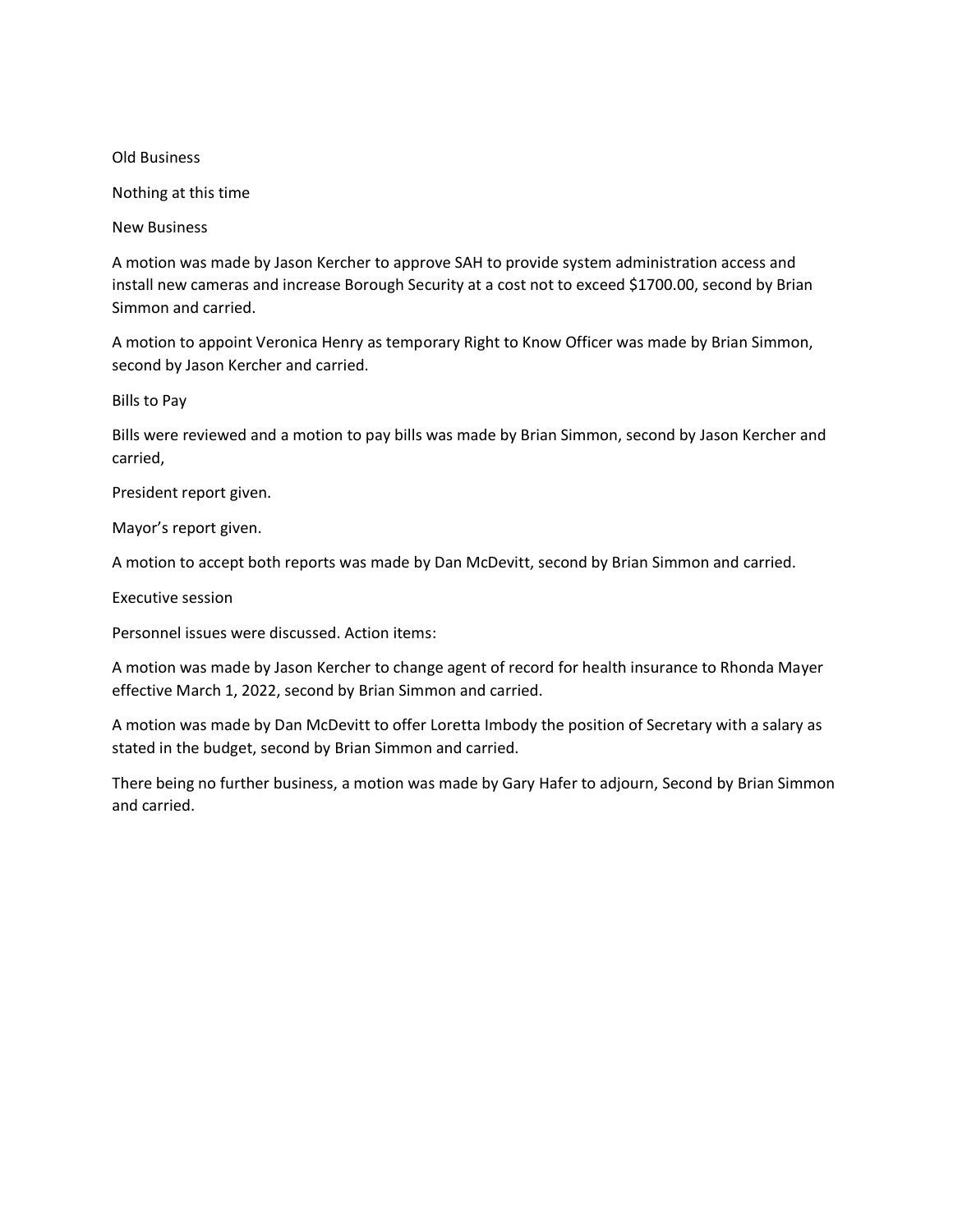Old Business

Nothing at this time

New Business

A motion was made by Jason Kercher to approve SAH to provide system administration access and install new cameras and increase Borough Security at a cost not to exceed $1700.00, second by Brian Simmon and carried.

A motion to appoint Veronica Henry as temporary Right to Know Officer was made by Brian Simmon, second by Jason Kercher and carried.

Bills to Pay

Bills were reviewed and a motion to pay bills was made by Brian Simmon, second by Jason Kercher and carried,

President report given.

Mayor's report given.

A motion to accept both reports was made by Dan McDevitt, second by Brian Simmon and carried.

Executive session

Personnel issues were discussed. Action items:

A motion was made by Jason Kercher to change agent of record for health insurance to Rhonda Mayer effective March 1, 2022, second by Brian Simmon and carried.

A motion was made by Dan McDevitt to offer Loretta Imbody the position of Secretary with a salary as stated in the budget, second by Brian Simmon and carried.

There being no further business, a motion was made by Gary Hafer to adjourn, Second by Brian Simmon and carried.